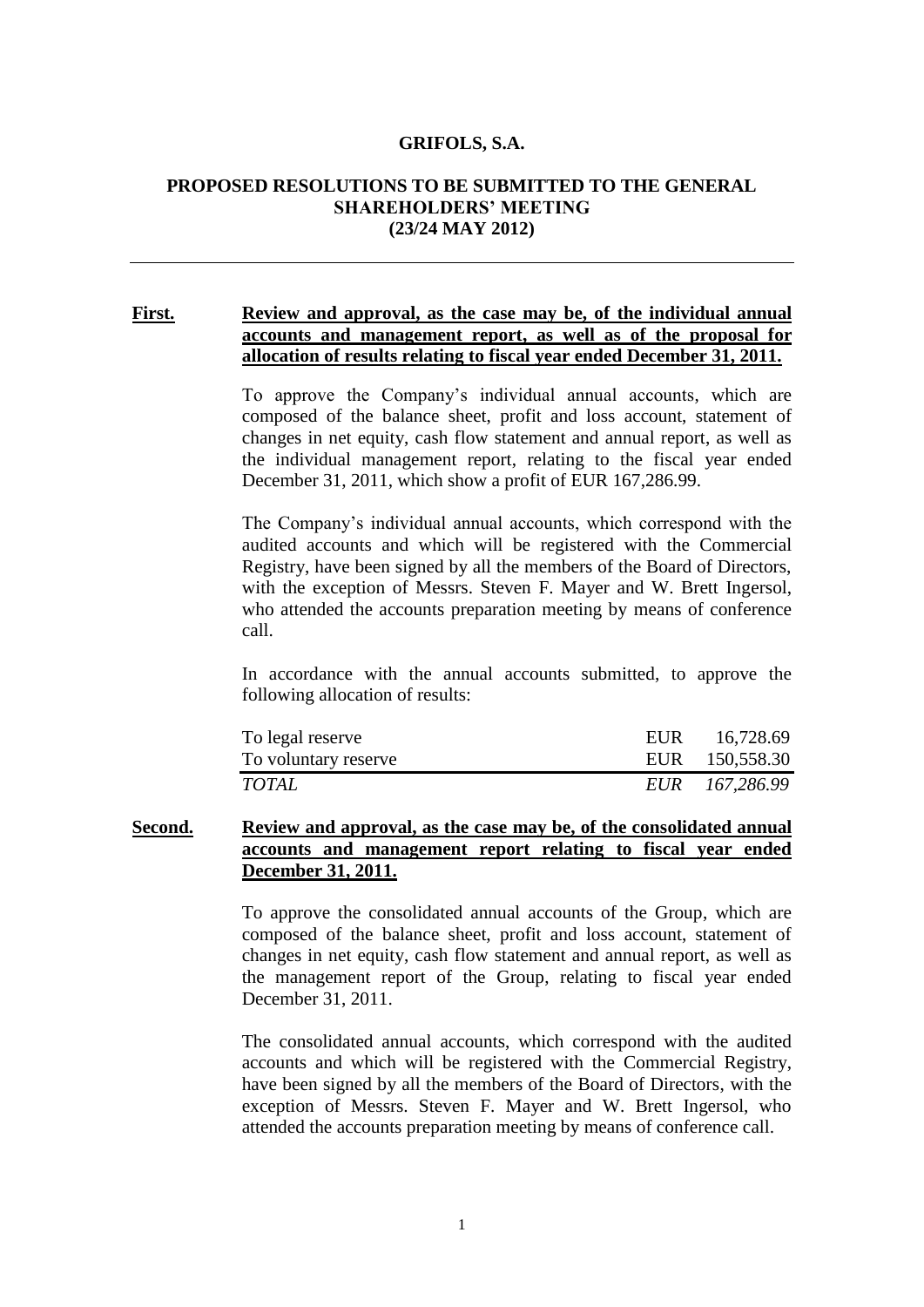# GRIFOLS, S.A.

## PROPOSED RESOLUTIONS TO BE SUBMITTED TO THE GENERAL SHAREHOLDERS' MEETING (23/24 MAY 2012)

---

**First.** **Review and approval, as the case may be, of the individual annual accounts and management report, as well as of the proposal for allocation of results relating to fiscal year ended December 31, 2011.**

To approve the Company's individual annual accounts, which are composed of the balance sheet, profit and loss account, statement of changes in net equity, cash flow statement and annual report, as well as the individual management report, relating to the fiscal year ended December 31, 2011, which show a profit of EUR 167,286.99.

The Company's individual annual accounts, which correspond with the audited accounts and which will be registered with the Commercial Registry, have been signed by all the members of the Board of Directors, with the exception of Messrs. Steven F. Mayer and W. Brett Ingersol, who attended the accounts preparation meeting by means of conference call.

In accordance with the annual accounts submitted, to approve the following allocation of results:

| | | |
|---|---|---|
| To legal reserve | EUR | 16,728.69 |
| To voluntary reserve | EUR | 150,558.30 |
| *TOTAL* | *EUR* | *167,286.99* |

**Second.** **Review and approval, as the case may be, of the consolidated annual accounts and management report relating to fiscal year ended December 31, 2011.**

To approve the consolidated annual accounts of the Group, which are composed of the balance sheet, profit and loss account, statement of changes in net equity, cash flow statement and annual report, as well as the management report of the Group, relating to fiscal year ended December 31, 2011.

The consolidated annual accounts, which correspond with the audited accounts and which will be registered with the Commercial Registry, have been signed by all the members of the Board of Directors, with the exception of Messrs. Steven F. Mayer and W. Brett Ingersol, who attended the accounts preparation meeting by means of conference call.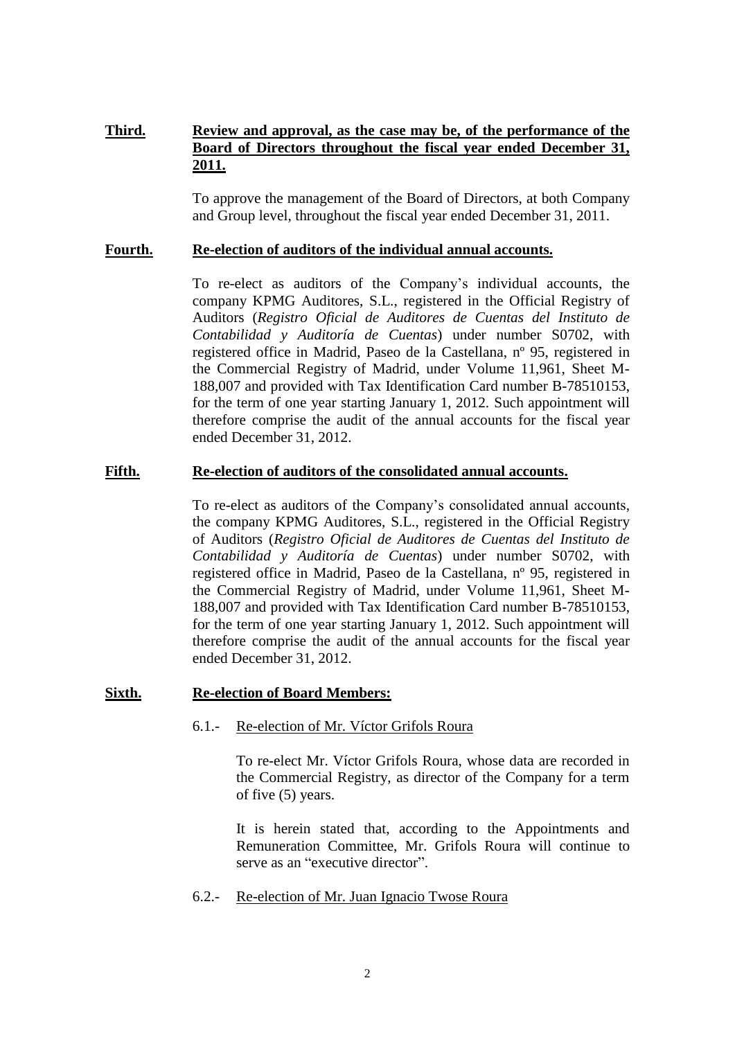**Third.** **Review and approval, as the case may be, of the performance of the Board of Directors throughout the fiscal year ended December 31, 2011.**

To approve the management of the Board of Directors, at both Company and Group level, throughout the fiscal year ended December 31, 2011.

**Fourth.** **Re-election of auditors of the individual annual accounts.**

To re-elect as auditors of the Company's individual accounts, the company KPMG Auditores, S.L., registered in the Official Registry of Auditors (*Registro Oficial de Auditores de Cuentas del Instituto de Contabilidad y Auditoría de Cuentas*) under number S0702, with registered office in Madrid, Paseo de la Castellana, nº 95, registered in the Commercial Registry of Madrid, under Volume 11,961, Sheet M-188,007 and provided with Tax Identification Card number B-78510153, for the term of one year starting January 1, 2012. Such appointment will therefore comprise the audit of the annual accounts for the fiscal year ended December 31, 2012.

**Fifth.** **Re-election of auditors of the consolidated annual accounts.**

To re-elect as auditors of the Company's consolidated annual accounts, the company KPMG Auditores, S.L., registered in the Official Registry of Auditors (*Registro Oficial de Auditores de Cuentas del Instituto de Contabilidad y Auditoría de Cuentas*) under number S0702, with registered office in Madrid, Paseo de la Castellana, nº 95, registered in the Commercial Registry of Madrid, under Volume 11,961, Sheet M-188,007 and provided with Tax Identification Card number B-78510153, for the term of one year starting January 1, 2012. Such appointment will therefore comprise the audit of the annual accounts for the fiscal year ended December 31, 2012.

**Sixth.** **Re-election of Board Members:**

6.1.- Re-election of Mr. Víctor Grifols Roura

To re-elect Mr. Víctor Grifols Roura, whose data are recorded in the Commercial Registry, as director of the Company for a term of five (5) years.

It is herein stated that, according to the Appointments and Remuneration Committee, Mr. Grifols Roura will continue to serve as an "executive director".

6.2.- Re-election of Mr. Juan Ignacio Twose Roura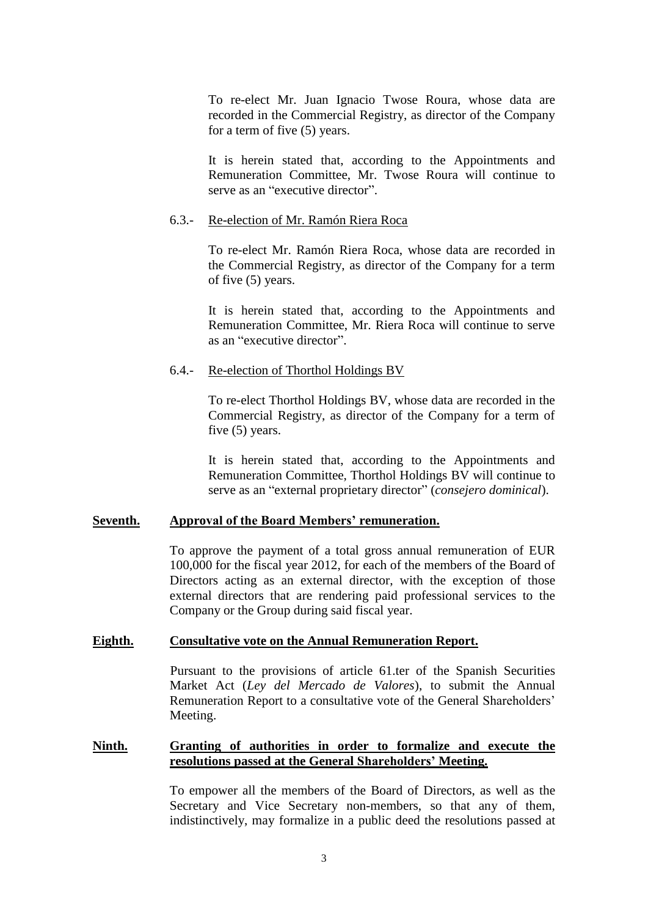To re-elect Mr. Juan Ignacio Twose Roura, whose data are recorded in the Commercial Registry, as director of the Company for a term of five (5) years.

It is herein stated that, according to the Appointments and Remuneration Committee, Mr. Twose Roura will continue to serve as an "executive director".

6.3.- <u>Re-election of Mr. Ramón Riera Roca</u>

To re-elect Mr. Ramón Riera Roca, whose data are recorded in the Commercial Registry, as director of the Company for a term of five (5) years.

It is herein stated that, according to the Appointments and Remuneration Committee, Mr. Riera Roca will continue to serve as an "executive director".

6.4.- <u>Re-election of Thorthol Holdings BV</u>

To re-elect Thorthol Holdings BV, whose data are recorded in the Commercial Registry, as director of the Company for a term of five (5) years.

It is herein stated that, according to the Appointments and Remuneration Committee, Thorthol Holdings BV will continue to serve as an "external proprietary director" (*consejero dominical*).

**Seventh. Approval of the Board Members' remuneration.**

To approve the payment of a total gross annual remuneration of EUR 100,000 for the fiscal year 2012, for each of the members of the Board of Directors acting as an external director, with the exception of those external directors that are rendering paid professional services to the Company or the Group during said fiscal year.

**Eighth. Consultative vote on the Annual Remuneration Report.**

Pursuant to the provisions of article 61.ter of the Spanish Securities Market Act (*Ley del Mercado de Valores*), to submit the Annual Remuneration Report to a consultative vote of the General Shareholders' Meeting.

**Ninth. Granting of authorities in order to formalize and execute the resolutions passed at the General Shareholders' Meeting.**

To empower all the members of the Board of Directors, as well as the Secretary and Vice Secretary non-members, so that any of them, indistinctively, may formalize in a public deed the resolutions passed at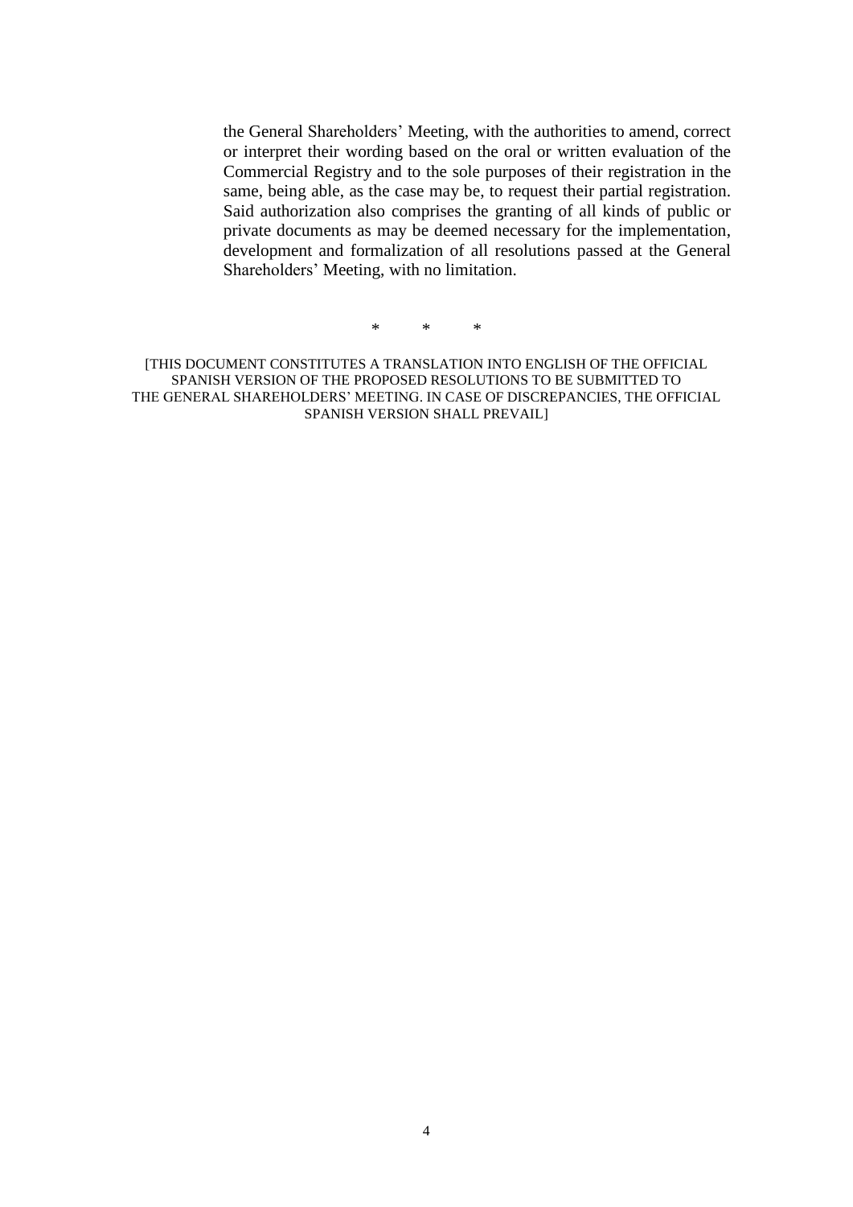the General Shareholders' Meeting, with the authorities to amend, correct or interpret their wording based on the oral or written evaluation of the Commercial Registry and to the sole purposes of their registration in the same, being able, as the case may be, to request their partial registration. Said authorization also comprises the granting of all kinds of public or private documents as may be deemed necessary for the implementation, development and formalization of all resolutions passed at the General Shareholders' Meeting, with no limitation.

\* \* \*

[THIS DOCUMENT CONSTITUTES A TRANSLATION INTO ENGLISH OF THE OFFICIAL SPANISH VERSION OF THE PROPOSED RESOLUTIONS TO BE SUBMITTED TO THE GENERAL SHAREHOLDERS' MEETING. IN CASE OF DISCREPANCIES, THE OFFICIAL SPANISH VERSION SHALL PREVAIL]